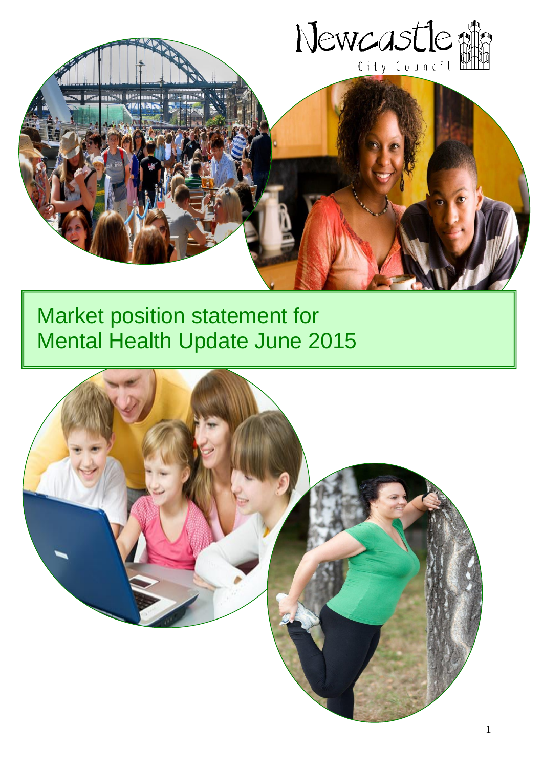Newcastle City Council

# Market position statement for Mental Health Update June 2015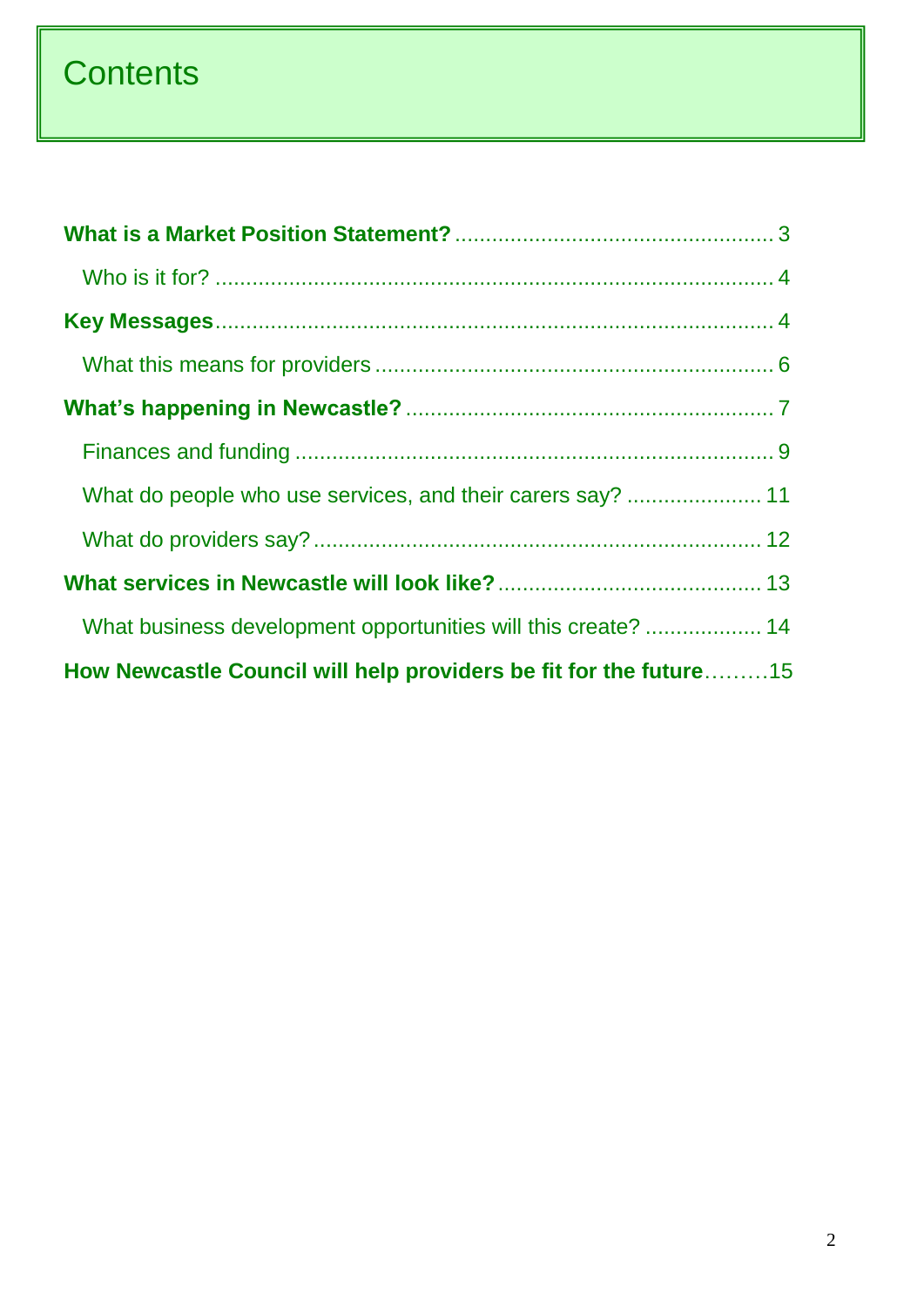# Contents

**What is a Market Position Statement?** .................................................... 3

Who is it for? .......................................................................................... 4

**Key Messages**.......................................................................................... 4

What this means for providers ................................................................. 6

**What's happening in Newcastle?** ............................................................ 7

Finances and funding .............................................................................. 9

What do people who use services, and their carers say? ...................... 11

What do providers say? ......................................................................... 12

**What services in Newcastle will look like?** ........................................... 13

What business development opportunities will this create? ................... 14

**How Newcastle Council will help providers be fit for the future**.........15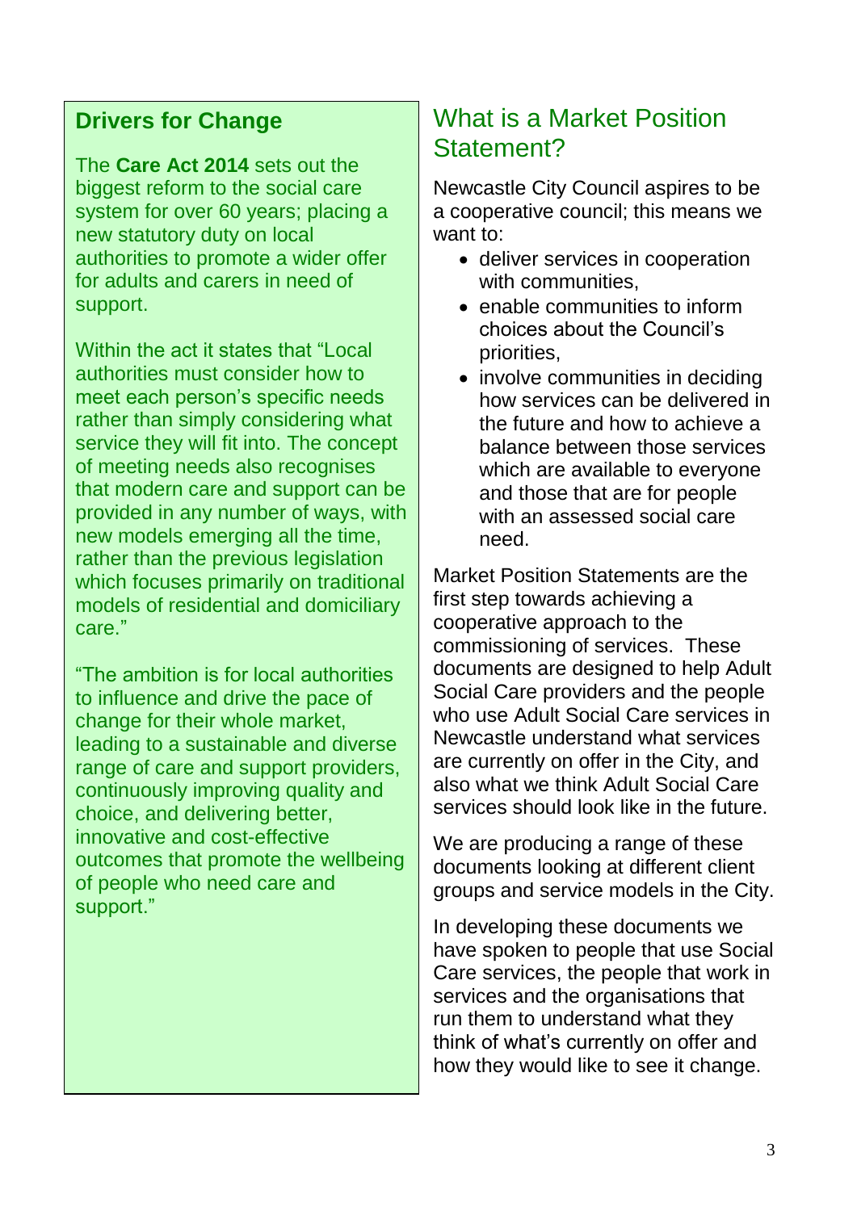## Drivers for Change

The **Care Act 2014** sets out the biggest reform to the social care system for over 60 years; placing a new statutory duty on local authorities to promote a wider offer for adults and carers in need of support.

Within the act it states that "Local authorities must consider how to meet each person's specific needs rather than simply considering what service they will fit into. The concept of meeting needs also recognises that modern care and support can be provided in any number of ways, with new models emerging all the time, rather than the previous legislation which focuses primarily on traditional models of residential and domiciliary care."

"The ambition is for local authorities to influence and drive the pace of change for their whole market, leading to a sustainable and diverse range of care and support providers, continuously improving quality and choice, and delivering better, innovative and cost-effective outcomes that promote the wellbeing of people who need care and support."

## What is a Market Position Statement?

Newcastle City Council aspires to be a cooperative council; this means we want to:

- deliver services in cooperation with communities,
- enable communities to inform choices about the Council's priorities,
- involve communities in deciding how services can be delivered in the future and how to achieve a balance between those services which are available to everyone and those that are for people with an assessed social care need.

Market Position Statements are the first step towards achieving a cooperative approach to the commissioning of services. These documents are designed to help Adult Social Care providers and the people who use Adult Social Care services in Newcastle understand what services are currently on offer in the City, and also what we think Adult Social Care services should look like in the future.

We are producing a range of these documents looking at different client groups and service models in the City.

In developing these documents we have spoken to people that use Social Care services, the people that work in services and the organisations that run them to understand what they think of what's currently on offer and how they would like to see it change.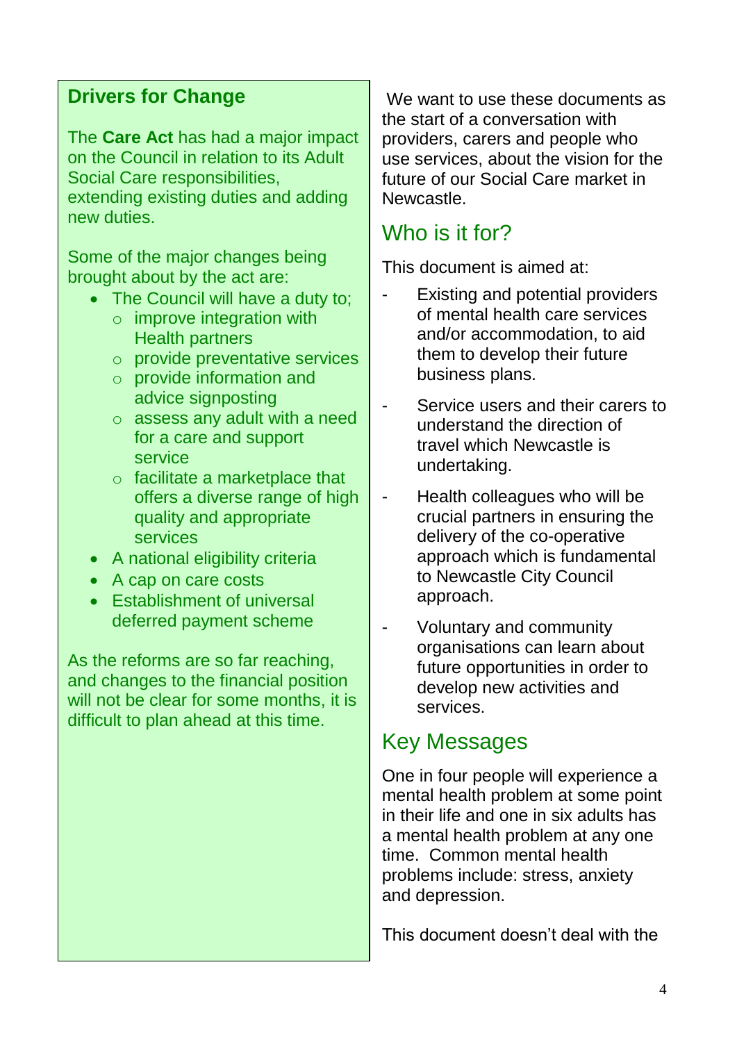## Drivers for Change

The **Care Act** has had a major impact on the Council in relation to its Adult Social Care responsibilities, extending existing duties and adding new duties.

Some of the major changes being brought about by the act are:

- The Council will have a duty to;
  - improve integration with Health partners
  - provide preventative services
  - provide information and advice signposting
  - assess any adult with a need for a care and support service
  - facilitate a marketplace that offers a diverse range of high quality and appropriate services
- A national eligibility criteria
- A cap on care costs
- Establishment of universal deferred payment scheme

As the reforms are so far reaching, and changes to the financial position will not be clear for some months, it is difficult to plan ahead at this time.

We want to use these documents as the start of a conversation with providers, carers and people who use services, about the vision for the future of our Social Care market in Newcastle.

## Who is it for?

This document is aimed at:

- Existing and potential providers of mental health care services and/or accommodation, to aid them to develop their future business plans.
- Service users and their carers to understand the direction of travel which Newcastle is undertaking.
- Health colleagues who will be crucial partners in ensuring the delivery of the co-operative approach which is fundamental to Newcastle City Council approach.
- Voluntary and community organisations can learn about future opportunities in order to develop new activities and services.

## Key Messages

One in four people will experience a mental health problem at some point in their life and one in six adults has a mental health problem at any one time. Common mental health problems include: stress, anxiety and depression.

This document doesn't deal with the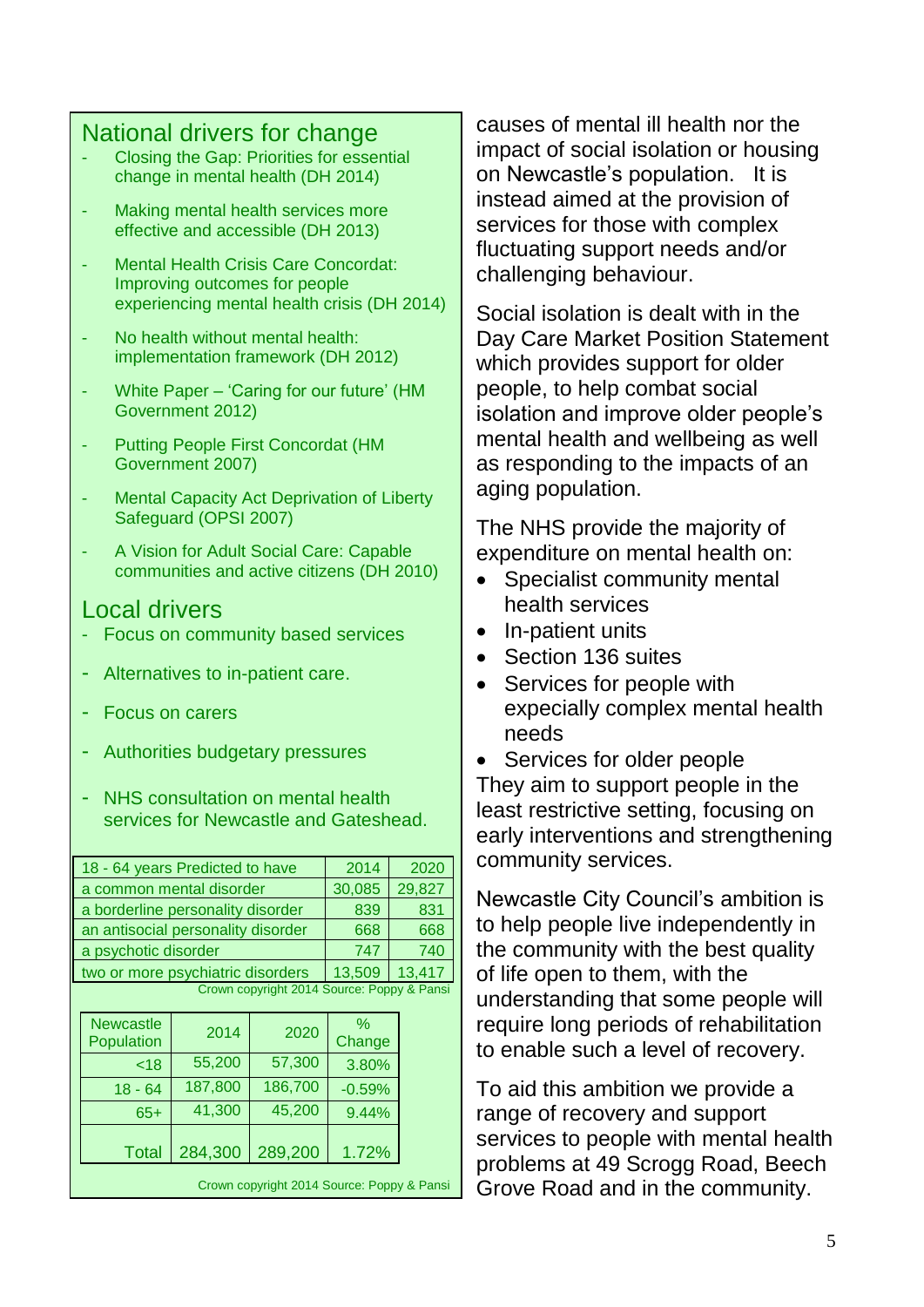## National drivers for change

- Closing the Gap: Priorities for essential change in mental health (DH 2014)
- Making mental health services more effective and accessible (DH 2013)
- Mental Health Crisis Care Concordat: Improving outcomes for people experiencing mental health crisis (DH 2014)
- No health without mental health: implementation framework (DH 2012)
- White Paper – 'Caring for our future' (HM Government 2012)
- Putting People First Concordat (HM Government 2007)
- Mental Capacity Act Deprivation of Liberty Safeguard (OPSI 2007)
- A Vision for Adult Social Care: Capable communities and active citizens (DH 2010)

## Local drivers

- Focus on community based services
- Alternatives to in-patient care.
- Focus on carers
- Authorities budgetary pressures
- NHS consultation on mental health services for Newcastle and Gateshead.

| 18 - 64 years Predicted to have | 2014 | 2020 |
|---|---|---|
| a common mental disorder | 30,085 | 29,827 |
| a borderline personality disorder | 839 | 831 |
| an antisocial personality disorder | 668 | 668 |
| a psychotic disorder | 747 | 740 |
| two or more psychiatric disorders | 13,509 | 13,417 |

Crown copyright 2014 Source: Poppy & Pansi

| Newcastle Population | 2014 | 2020 | % Change |
|---|---|---|---|
| <18 | 55,200 | 57,300 | 3.80% |
| 18 - 64 | 187,800 | 186,700 | -0.59% |
| 65+ | 41,300 | 45,200 | 9.44% |
| Total | 284,300 | 289,200 | 1.72% |

Crown copyright 2014 Source: Poppy & Pansi

causes of mental ill health nor the impact of social isolation or housing on Newcastle's population. It is instead aimed at the provision of services for those with complex fluctuating support needs and/or challenging behaviour.

Social isolation is dealt with in the Day Care Market Position Statement which provides support for older people, to help combat social isolation and improve older people's mental health and wellbeing as well as responding to the impacts of an aging population.

The NHS provide the majority of expenditure on mental health on:

- Specialist community mental health services
- In-patient units
- Section 136 suites
- Services for people with expecially complex mental health needs
- Services for older people

They aim to support people in the least restrictive setting, focusing on early interventions and strengthening community services.

Newcastle City Council's ambition is to help people live independently in the community with the best quality of life open to them, with the understanding that some people will require long periods of rehabilitation to enable such a level of recovery.

To aid this ambition we provide a range of recovery and support services to people with mental health problems at 49 Scrogg Road, Beech Grove Road and in the community.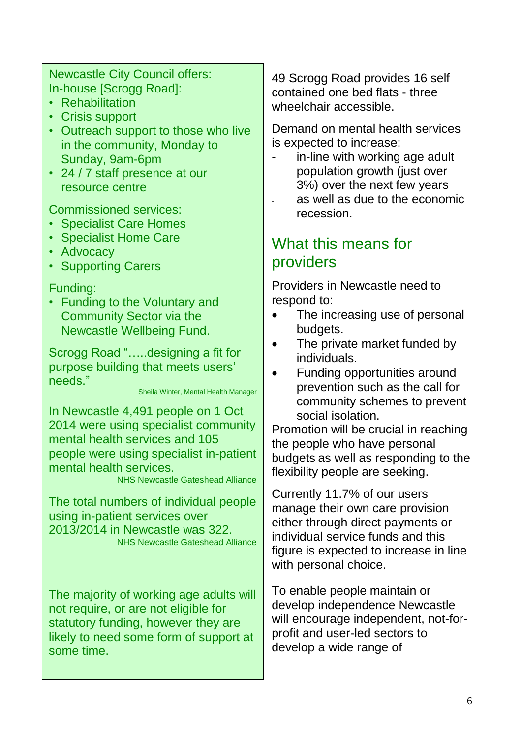Newcastle City Council offers:
In-house [Scrogg Road]:

- Rehabilitation
- Crisis support
- Outreach support to those who live in the community, Monday to Sunday, 9am-6pm
- 24 / 7 staff presence at our resource centre

Commissioned services:

- Specialist Care Homes
- Specialist Home Care
- Advocacy
- Supporting Carers

Funding:

- Funding to the Voluntary and Community Sector via the Newcastle Wellbeing Fund.

Scrogg Road "…..designing a fit for purpose building that meets users' needs."

Sheila Winter, Mental Health Manager

In Newcastle 4,491 people on 1 Oct 2014 were using specialist community mental health services and 105 people were using specialist in-patient mental health services.

NHS Newcastle Gateshead Alliance

The total numbers of individual people using in-patient services over 2013/2014 in Newcastle was 322.

NHS Newcastle Gateshead Alliance

The majority of working age adults will not require, or are not eligible for statutory funding, however they are likely to need some form of support at some time.

49 Scrogg Road provides 16 self contained one bed flats - three wheelchair accessible.

Demand on mental health services is expected to increase:

- in-line with working age adult population growth (just over 3%) over the next few years
- as well as due to the economic recession.

## What this means for providers

Providers in Newcastle need to respond to:

- The increasing use of personal budgets.
- The private market funded by individuals.
- Funding opportunities around prevention such as the call for community schemes to prevent social isolation.

Promotion will be crucial in reaching the people who have personal budgets as well as responding to the flexibility people are seeking.

Currently 11.7% of our users manage their own care provision either through direct payments or individual service funds and this figure is expected to increase in line with personal choice.

To enable people maintain or develop independence Newcastle will encourage independent, not-for-profit and user-led sectors to develop a wide range of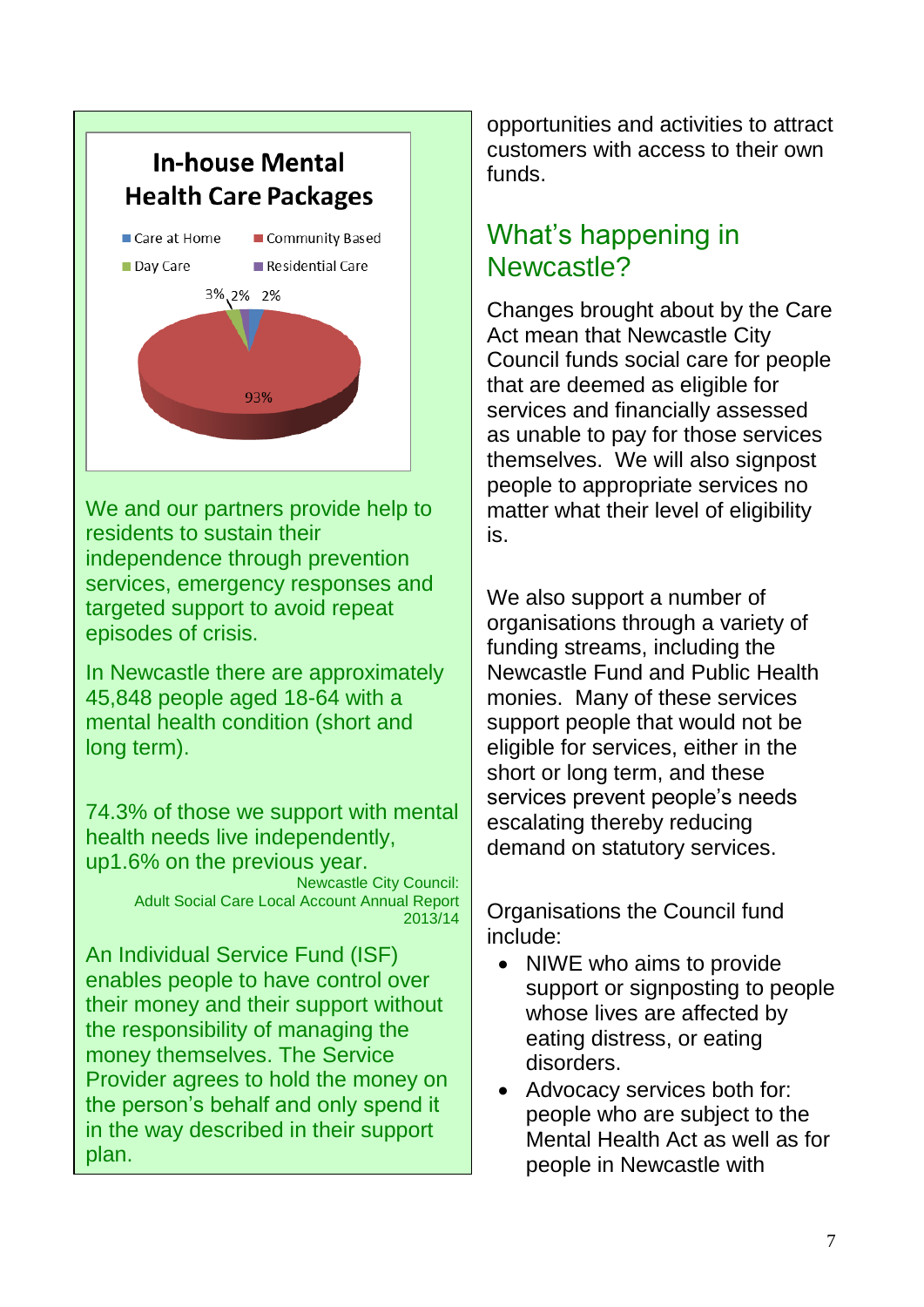**In-house Mental Health Care Packages**

- Care at Home: 2%
- Community Based: 93%
- Day Care: 3%
- Residential Care: 2%

We and our partners provide help to residents to sustain their independence through prevention services, emergency responses and targeted support to avoid repeat episodes of crisis.

In Newcastle there are approximately 45,848 people aged 18-64 with a mental health condition (short and long term).

74.3% of those we support with mental health needs live independently, up1.6% on the previous year.

Newcastle City Council: Adult Social Care Local Account Annual Report 2013/14

An Individual Service Fund (ISF) enables people to have control over their money and their support without the responsibility of managing the money themselves. The Service Provider agrees to hold the money on the person's behalf and only spend it in the way described in their support plan.

opportunities and activities to attract customers with access to their own funds.

## What's happening in Newcastle?

Changes brought about by the Care Act mean that Newcastle City Council funds social care for people that are deemed as eligible for services and financially assessed as unable to pay for those services themselves. We will also signpost people to appropriate services no matter what their level of eligibility is.

We also support a number of organisations through a variety of funding streams, including the Newcastle Fund and Public Health monies. Many of these services support people that would not be eligible for services, either in the short or long term, and these services prevent people's needs escalating thereby reducing demand on statutory services.

Organisations the Council fund include:

- NIWE who aims to provide support or signposting to people whose lives are affected by eating distress, or eating disorders.
- Advocacy services both for: people who are subject to the Mental Health Act as well as for people in Newcastle with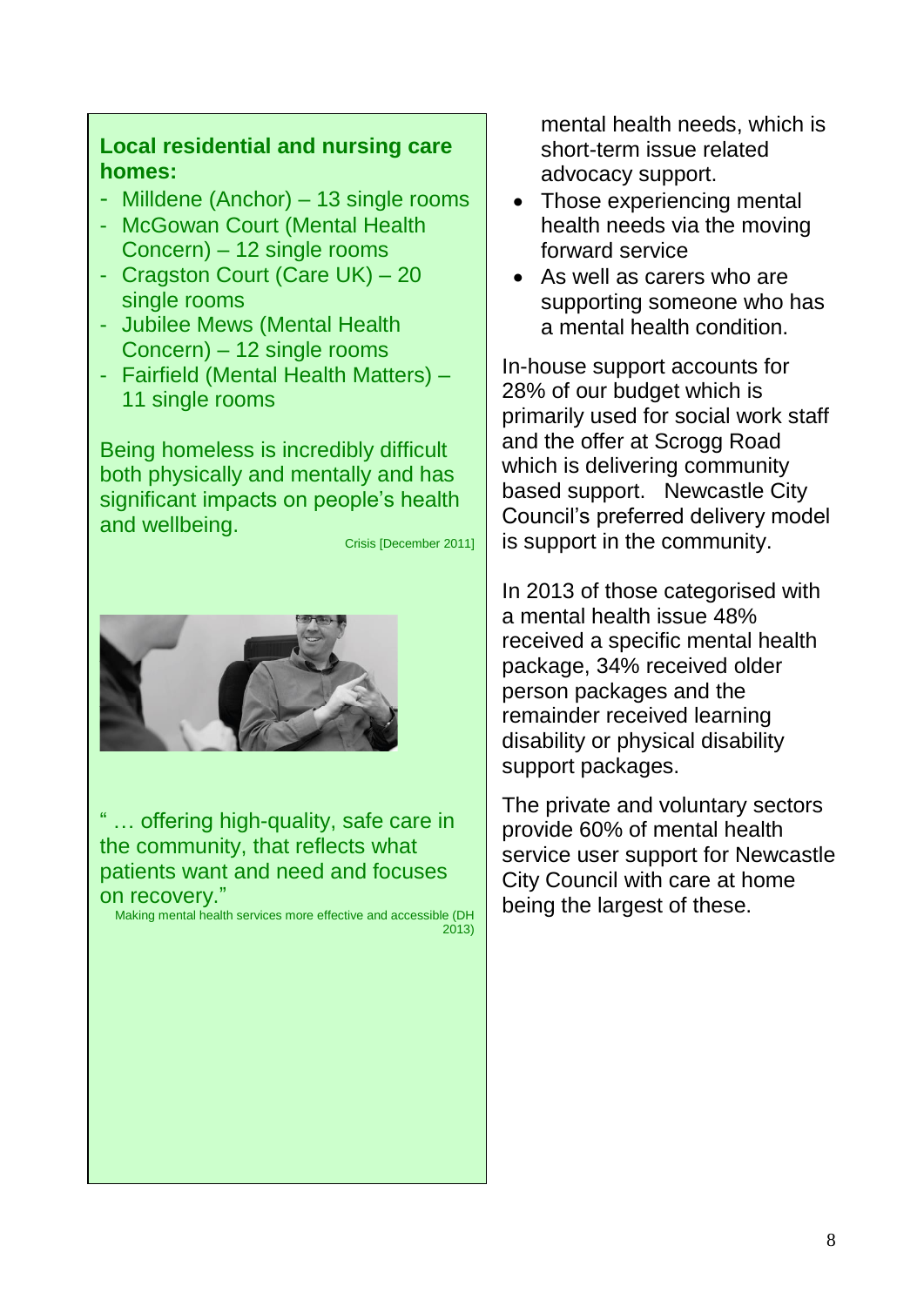**Local residential and nursing care homes:**

- Milldene (Anchor) – 13 single rooms
- McGowan Court (Mental Health Concern) – 12 single rooms
- Cragston Court (Care UK) – 20 single rooms
- Jubilee Mews (Mental Health Concern) – 12 single rooms
- Fairfield (Mental Health Matters) – 11 single rooms

Being homeless is incredibly difficult both physically and mentally and has significant impacts on people's health and wellbeing.

Crisis [December 2011]

" … offering high-quality, safe care in the community, that reflects what patients want and need and focuses on recovery."

Making mental health services more effective and accessible (DH 2013)

mental health needs, which is short-term issue related advocacy support.

- Those experiencing mental health needs via the moving forward service
- As well as carers who are supporting someone who has a mental health condition.

In-house support accounts for 28% of our budget which is primarily used for social work staff and the offer at Scrogg Road which is delivering community based support. Newcastle City Council's preferred delivery model is support in the community.

In 2013 of those categorised with a mental health issue 48% received a specific mental health package, 34% received older person packages and the remainder received learning disability or physical disability support packages.

The private and voluntary sectors provide 60% of mental health service user support for Newcastle City Council with care at home being the largest of these.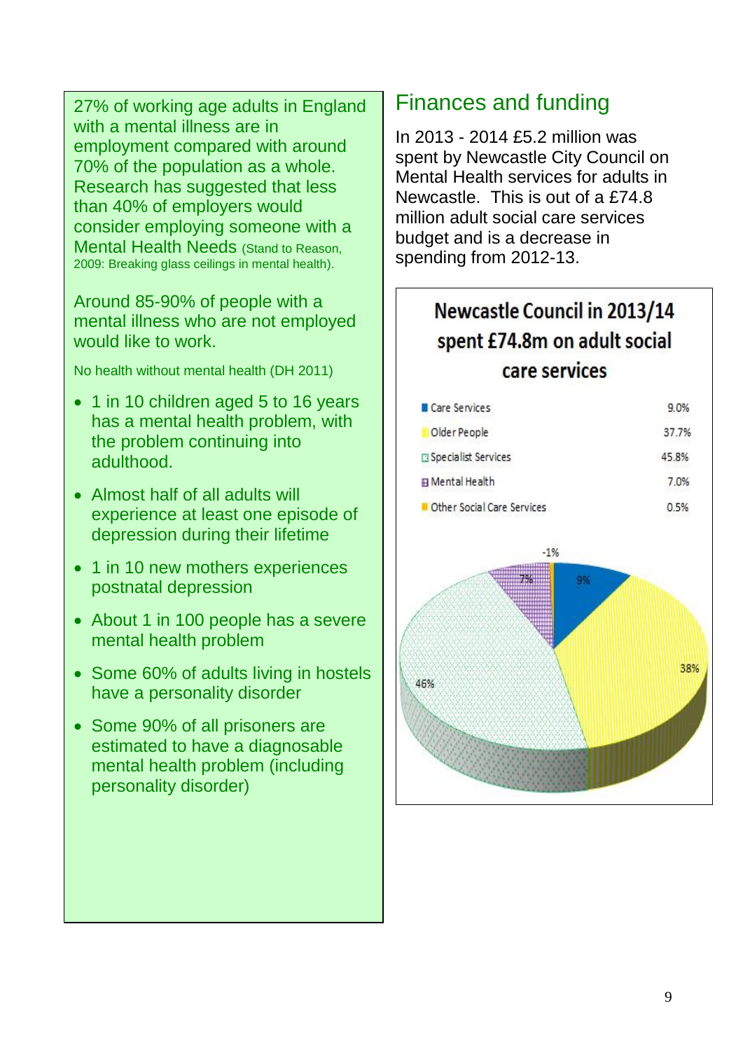27% of working age adults in England with a mental illness are in employment compared with around 70% of the population as a whole. Research has suggested that less than 40% of employers would consider employing someone with a Mental Health Needs (Stand to Reason, 2009: Breaking glass ceilings in mental health).

Around 85-90% of people with a mental illness who are not employed would like to work.

No health without mental health (DH 2011)

- 1 in 10 children aged 5 to 16 years has a mental health problem, with the problem continuing into adulthood.
- Almost half of all adults will experience at least one episode of depression during their lifetime
- 1 in 10 new mothers experiences postnatal depression
- About 1 in 100 people has a severe mental health problem
- Some 60% of adults living in hostels have a personality disorder
- Some 90% of all prisoners are estimated to have a diagnosable mental health problem (including personality disorder)

## Finances and funding

In 2013 - 2014 £5.2 million was spent by Newcastle City Council on Mental Health services for adults in Newcastle. This is out of a £74.8 million adult social care services budget and is a decrease in spending from 2012-13.

**Newcastle Council in 2013/14 spent £74.8m on adult social care services**

| Service | % |
|---|---|
| Care Services | 9.0% |
| Older People | 37.7% |
| Specialist Services | 45.8% |
| Mental Health | 7.0% |
| Other Social Care Services | 0.5% |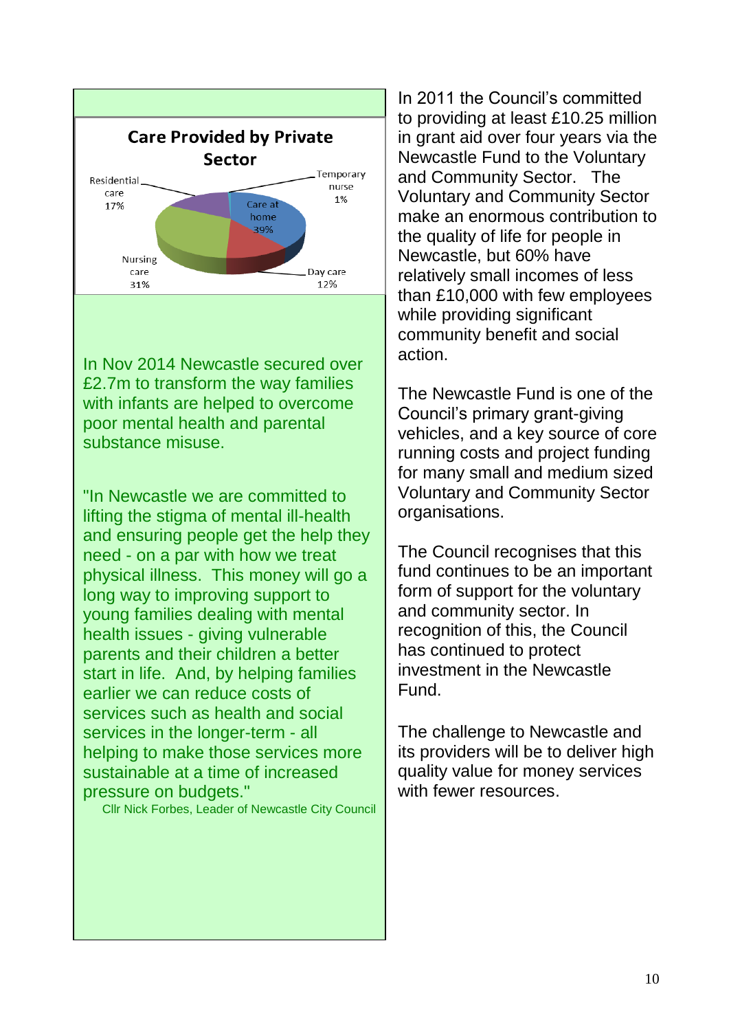**Care Provided by Private Sector**

| Category | Percentage |
|---|---|
| Care at home | 39% |
| Day care | 12% |
| Nursing care | 31% |
| Residential care | 17% |
| Temporary nurse | 1% |

In Nov 2014 Newcastle secured over £2.7m to transform the way families with infants are helped to overcome poor mental health and parental substance misuse.

"In Newcastle we are committed to lifting the stigma of mental ill-health and ensuring people get the help they need - on a par with how we treat physical illness. This money will go a long way to improving support to young families dealing with mental health issues - giving vulnerable parents and their children a better start in life. And, by helping families earlier we can reduce costs of services such as health and social services in the longer-term - all helping to make those services more sustainable at a time of increased pressure on budgets."

Cllr Nick Forbes, Leader of Newcastle City Council

In 2011 the Council's committed to providing at least £10.25 million in grant aid over four years via the Newcastle Fund to the Voluntary and Community Sector. The Voluntary and Community Sector make an enormous contribution to the quality of life for people in Newcastle, but 60% have relatively small incomes of less than £10,000 with few employees while providing significant community benefit and social action.

The Newcastle Fund is one of the Council's primary grant-giving vehicles, and a key source of core running costs and project funding for many small and medium sized Voluntary and Community Sector organisations.

The Council recognises that this fund continues to be an important form of support for the voluntary and community sector. In recognition of this, the Council has continued to protect investment in the Newcastle Fund.

The challenge to Newcastle and its providers will be to deliver high quality value for money services with fewer resources.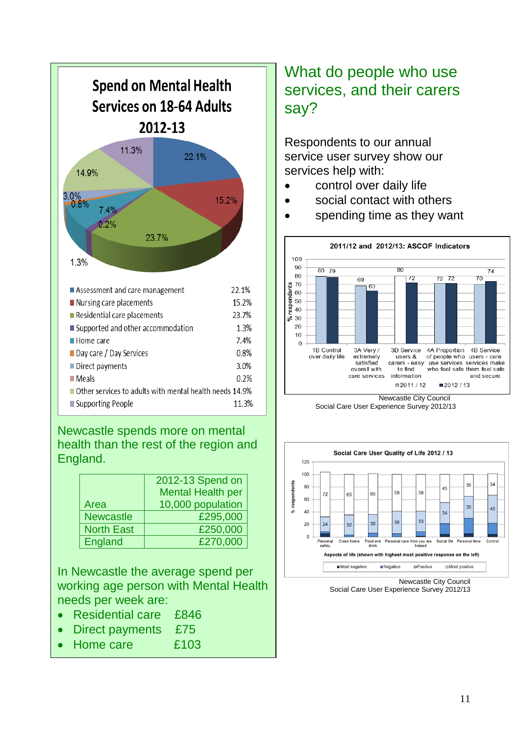## Spend on Mental Health Services on 18-64 Adults 2012-13

| Category | % |
|---|---|
| Assessment and care management | 22.1% |
| Nursing care placements | 15.2% |
| Residential care placements | 23.7% |
| Supported and other accommodation | 1.3% |
| Home care | 7.4% |
| Day care / Day Services | 0.8% |
| Direct payments | 3.0% |
| Meals | 0.2% |
| Other services to adults with mental health needs | 14.9% |
| Supporting People | 11.3% |

Newcastle spends more on mental health than the rest of the region and England.

| Area | 2012-13 Spend on Mental Health per 10,000 population |
|---|---|
| Newcastle | £295,000 |
| North East | £250,000 |
| England | £270,000 |

In Newcastle the average spend per working age person with Mental Health needs per week are:

- Residential care £846
- Direct payments £75
- Home care £103

## What do people who use services, and their carers say?

Respondents to our annual service user survey show our services help with:

- control over daily life
- social contact with others
- spending time as they want

**2011/12 and 2012/13: ASCOF Indicators**

| Indicator | 2011 / 12 | 2012 / 13 |
|---|---|---|
| 1B Control over daily life | 80 | 79 |
| 3A Very / extremely satisfied overall with care services | 69 | 63 |
| 3D Service users & carers - easy to find information | 80 | 72 |
| 4A Proportion of people who use services who feel safe | 72 | 72 |
| 4B Service users - care services make them feel safe and secure | 70 | 74 |

Newcastle City Council
Social Care User Experience Survey 2012/13

**Social Care User Quality of Life 2012 / 13**

| Aspect of life | Most negative | Negative | Positive | Most positive |
|---|---|---|---|---|
| Personal safety | | 24 | | 72 |
| Clean home | | 32 | | 65 |
| Food and drink | | 30 | | 65 |
| Personal care | | 36 | | 59 |
| How you are helped | | 33 | | 59 |
| Social life | | | 34 | 45 |
| Personal time | | | 35 | 35 |
| Control | | | 45 | 34 |

Aspects of life (shown with highest most positive response on the left)

Newcastle City Council
Social Care User Experience Survey 2012/13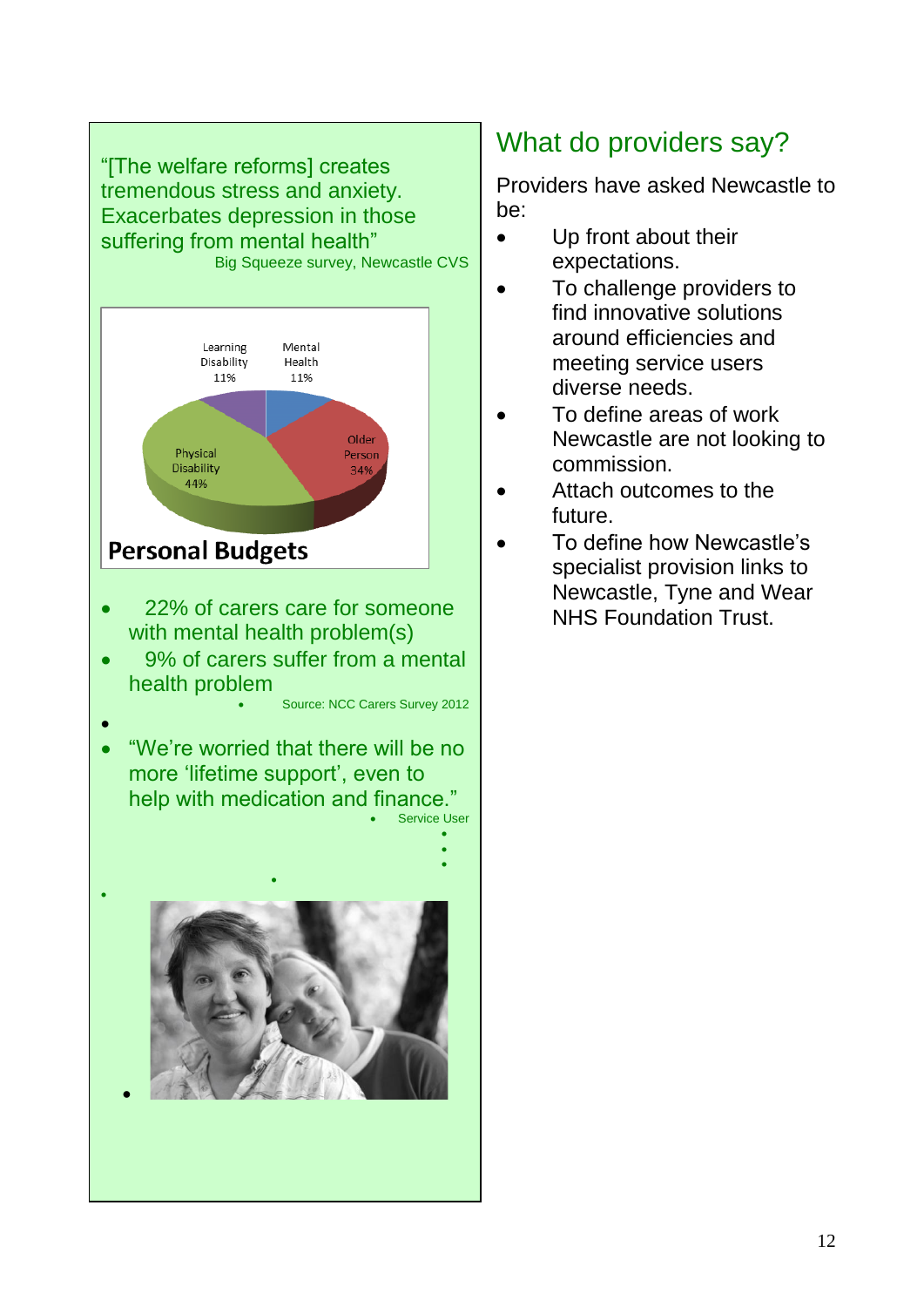"[The welfare reforms] creates tremendous stress and anxiety. Exacerbates depression in those suffering from mental health"

Big Squeeze survey, Newcastle CVS

**Personal Budgets**

| Category | Percentage |
|---|---|
| Learning Disability | 11% |
| Mental Health | 11% |
| Older Person | 34% |
| Physical Disability | 44% |

- 22% of carers care for someone with mental health problem(s)
- 9% of carers suffer from a mental health problem

Source: NCC Carers Survey 2012

- "We're worried that there will be no more 'lifetime support', even to help with medication and finance."

Service User

## What do providers say?

Providers have asked Newcastle to be:

- Up front about their expectations.
- To challenge providers to find innovative solutions around efficiencies and meeting service users diverse needs.
- To define areas of work Newcastle are not looking to commission.
- Attach outcomes to the future.
- To define how Newcastle's specialist provision links to Newcastle, Tyne and Wear NHS Foundation Trust.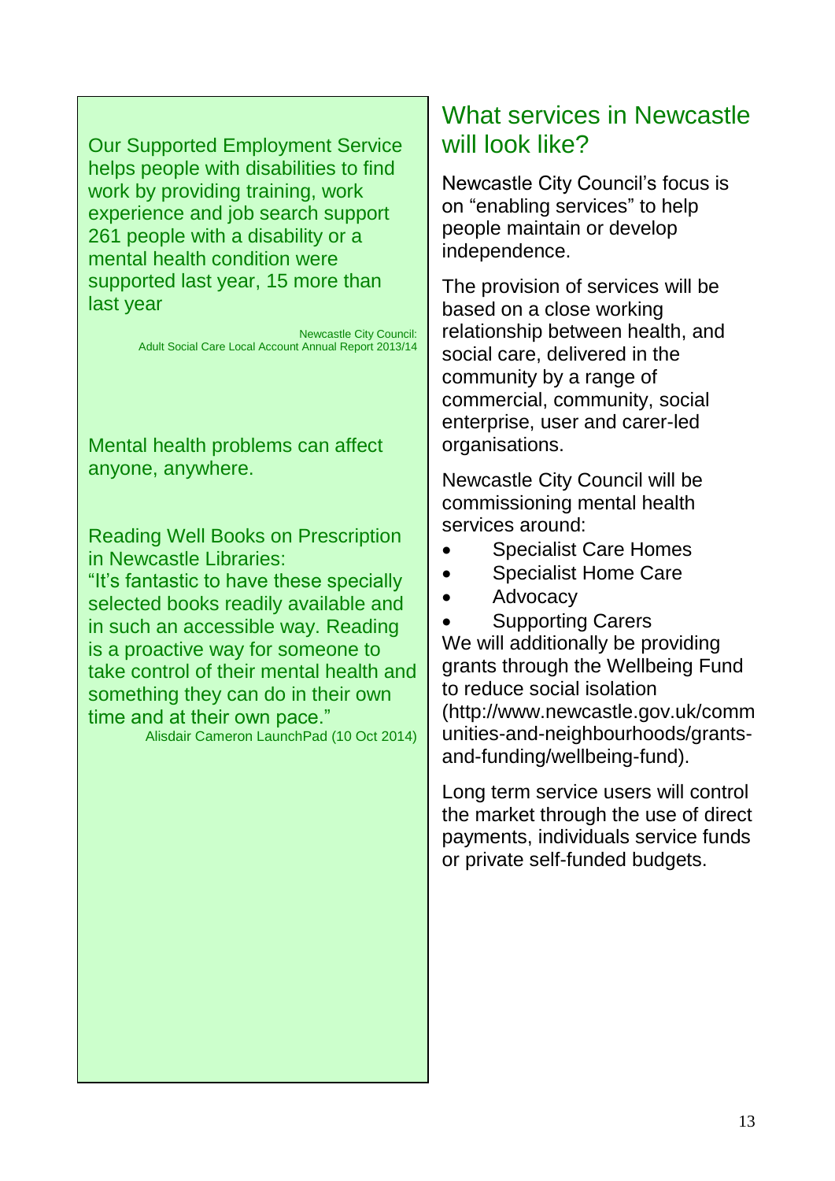Our Supported Employment Service helps people with disabilities to find work by providing training, work experience and job search support 261 people with a disability or a mental health condition were supported last year, 15 more than last year

Newcastle City Council:
Adult Social Care Local Account Annual Report 2013/14

Mental health problems can affect anyone, anywhere.

Reading Well Books on Prescription in Newcastle Libraries:
"It's fantastic to have these specially selected books readily available and in such an accessible way. Reading is a proactive way for someone to take control of their mental health and something they can do in their own time and at their own pace."

Alisdair Cameron LaunchPad (10 Oct 2014)

## What services in Newcastle will look like?

Newcastle City Council's focus is on "enabling services" to help people maintain or develop independence.

The provision of services will be based on a close working relationship between health, and social care, delivered in the community by a range of commercial, community, social enterprise, user and carer-led organisations.

Newcastle City Council will be commissioning mental health services around:

- Specialist Care Homes
- Specialist Home Care
- Advocacy
- Supporting Carers

We will additionally be providing grants through the Wellbeing Fund to reduce social isolation (http://www.newcastle.gov.uk/communities-and-neighbourhoods/grants-and-funding/wellbeing-fund).

Long term service users will control the market through the use of direct payments, individuals service funds or private self-funded budgets.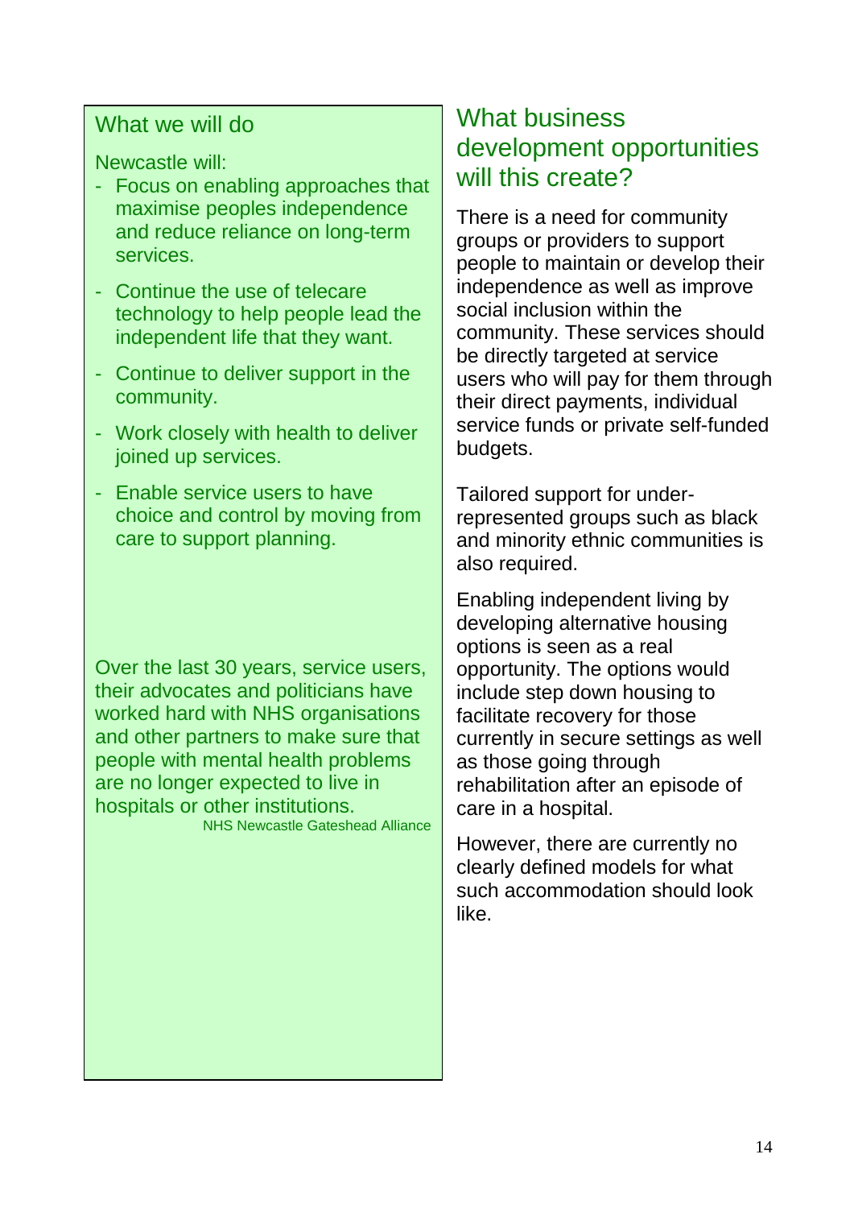## What we will do

Newcastle will:

- Focus on enabling approaches that maximise peoples independence and reduce reliance on long-term services.
- Continue the use of telecare technology to help people lead the independent life that they want.
- Continue to deliver support in the community.
- Work closely with health to deliver joined up services.
- Enable service users to have choice and control by moving from care to support planning.

Over the last 30 years, service users, their advocates and politicians have worked hard with NHS organisations and other partners to make sure that people with mental health problems are no longer expected to live in hospitals or other institutions.

NHS Newcastle Gateshead Alliance

## What business development opportunities will this create?

There is a need for community groups or providers to support people to maintain or develop their independence as well as improve social inclusion within the community. These services should be directly targeted at service users who will pay for them through their direct payments, individual service funds or private self-funded budgets.

Tailored support for under-represented groups such as black and minority ethnic communities is also required.

Enabling independent living by developing alternative housing options is seen as a real opportunity. The options would include step down housing to facilitate recovery for those currently in secure settings as well as those going through rehabilitation after an episode of care in a hospital.

However, there are currently no clearly defined models for what such accommodation should look like.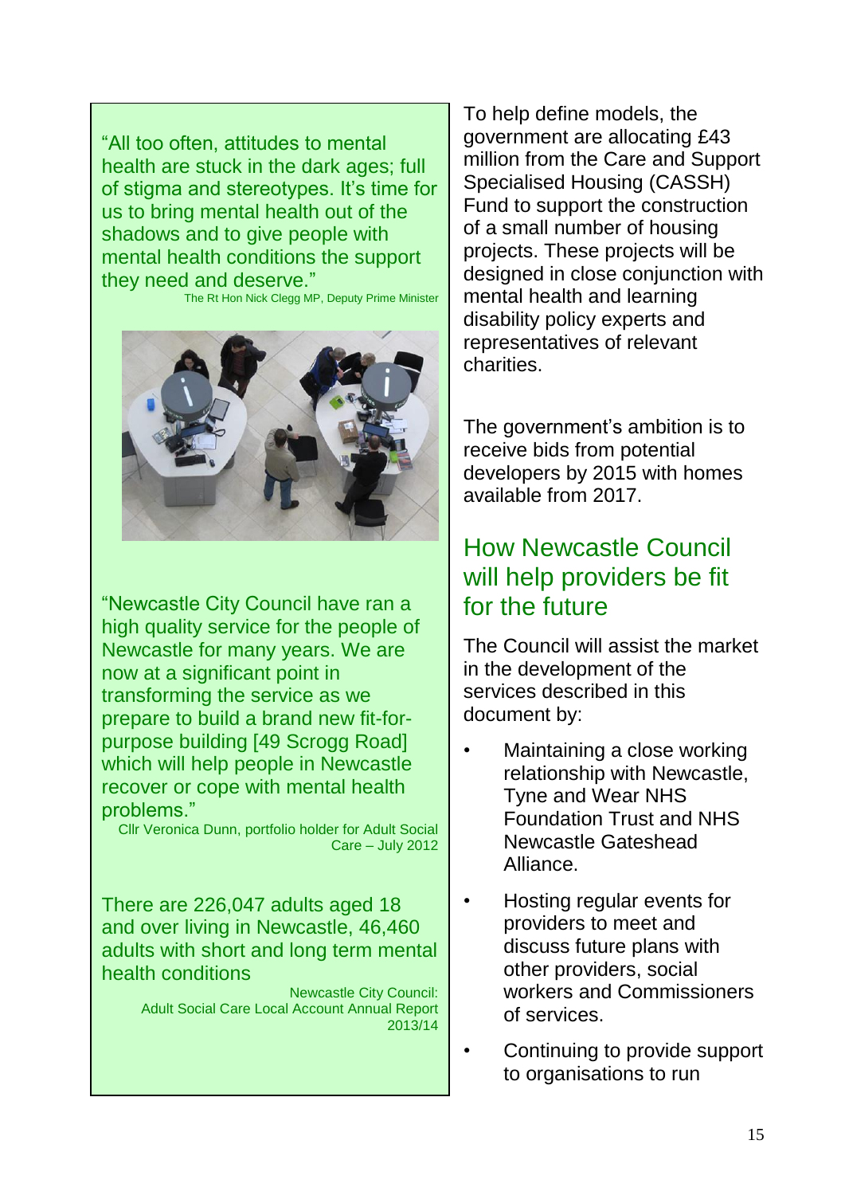"All too often, attitudes to mental health are stuck in the dark ages; full of stigma and stereotypes. It's time for us to bring mental health out of the shadows and to give people with mental health conditions the support they need and deserve."

The Rt Hon Nick Clegg MP, Deputy Prime Minister

"Newcastle City Council have ran a high quality service for the people of Newcastle for many years. We are now at a significant point in transforming the service as we prepare to build a brand new fit-for-purpose building [49 Scrogg Road] which will help people in Newcastle recover or cope with mental health problems."

Cllr Veronica Dunn, portfolio holder for Adult Social Care – July 2012

There are 226,047 adults aged 18 and over living in Newcastle, 46,460 adults with short and long term mental health conditions

Newcastle City Council: Adult Social Care Local Account Annual Report 2013/14

To help define models, the government are allocating £43 million from the Care and Support Specialised Housing (CASSH) Fund to support the construction of a small number of housing projects. These projects will be designed in close conjunction with mental health and learning disability policy experts and representatives of relevant charities.

The government's ambition is to receive bids from potential developers by 2015 with homes available from 2017.

## How Newcastle Council will help providers be fit for the future

The Council will assist the market in the development of the services described in this document by:

- Maintaining a close working relationship with Newcastle, Tyne and Wear NHS Foundation Trust and NHS Newcastle Gateshead Alliance.
- Hosting regular events for providers to meet and discuss future plans with other providers, social workers and Commissioners of services.
- Continuing to provide support to organisations to run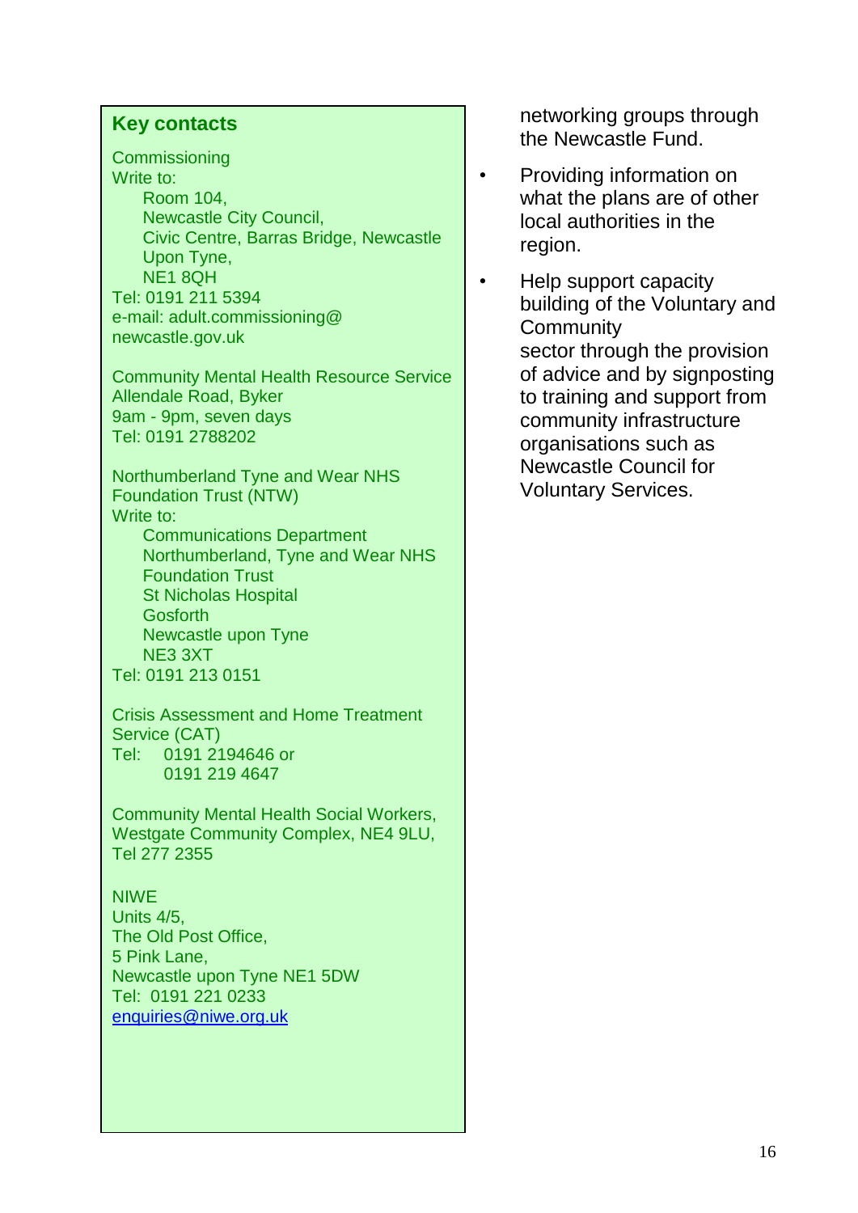## Key contacts

Commissioning
Write to:
Room 104,
Newcastle City Council,
Civic Centre, Barras Bridge, Newcastle Upon Tyne,
NE1 8QH
Tel: 0191 211 5394
e-mail: adult.commissioning@newcastle.gov.uk

Community Mental Health Resource Service
Allendale Road, Byker
9am - 9pm, seven days
Tel: 0191 2788202

Northumberland Tyne and Wear NHS Foundation Trust (NTW)
Write to:
Communications Department
Northumberland, Tyne and Wear NHS Foundation Trust
St Nicholas Hospital
Gosforth
Newcastle upon Tyne
NE3 3XT
Tel: 0191 213 0151

Crisis Assessment and Home Treatment Service (CAT)
Tel: 0191 2194646 or
0191 219 4647

Community Mental Health Social Workers, Westgate Community Complex, NE4 9LU, Tel 277 2355

NIWE
Units 4/5,
The Old Post Office,
5 Pink Lane,
Newcastle upon Tyne NE1 5DW
Tel: 0191 221 0233
enquiries@niwe.org.uk

networking groups through the Newcastle Fund.

- Providing information on what the plans are of other local authorities in the region.
- Help support capacity building of the Voluntary and Community sector through the provision of advice and by signposting to training and support from community infrastructure organisations such as Newcastle Council for Voluntary Services.